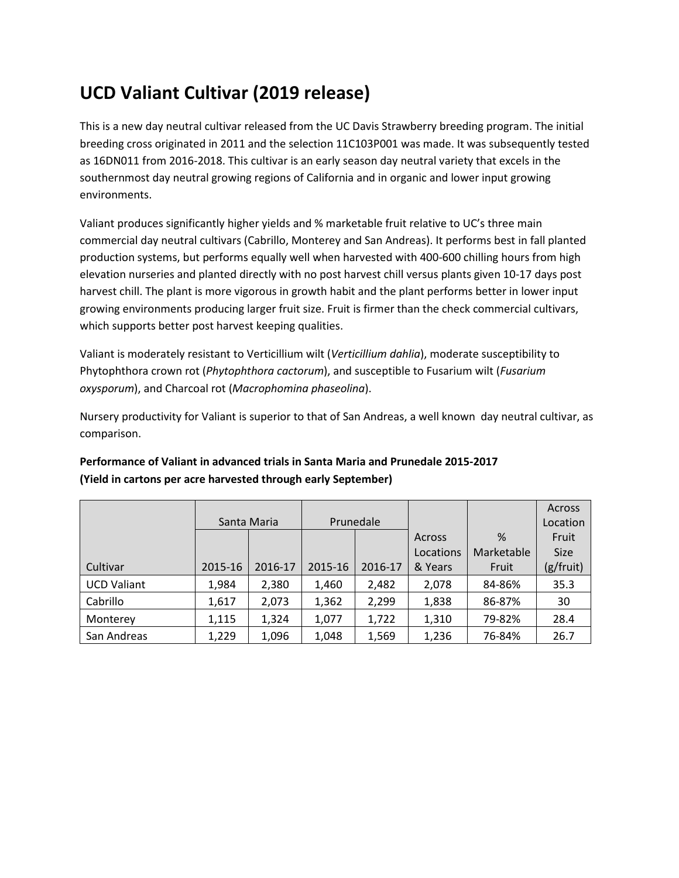# UCD Valiant Cultivar (2019 release)

This is a new day neutral cultivar released from the UC Davis Strawberry breeding program. The initial breeding cross originated in 2011 and the selection 11C103P001 was made. It was subsequently tested as 16DN011 from 2016-2018. This cultivar is an early season day neutral variety that excels in the southernmost day neutral growing regions of California and in organic and lower input growing environments.

Valiant produces significantly higher yields and % marketable fruit relative to UC's three main commercial day neutral cultivars (Cabrillo, Monterey and San Andreas). It performs best in fall planted production systems, but performs equally well when harvested with 400-600 chilling hours from high elevation nurseries and planted directly with no post harvest chill versus plants given 10-17 days post harvest chill. The plant is more vigorous in growth habit and the plant performs better in lower input growing environments producing larger fruit size. Fruit is firmer than the check commercial cultivars, which supports better post harvest keeping qualities.

Valiant is moderately resistant to Verticillium wilt (*Verticillium dahlia*), moderate susceptibility to Phytophthora crown rot (*Phytophthora cactorum*), and susceptible to Fusarium wilt (*Fusarium oxysporum*), and Charcoal rot (*Macrophomina phaseolina*).

Nursery productivity for Valiant is superior to that of San Andreas, a well known day neutral cultivar, as comparison.

**Performance of Valiant in advanced trials in Santa Maria and Prunedale 2015-2017**
**(Yield in cartons per acre harvested through early September)**

| | Santa Maria | | Prunedale | | | | Across Location |
|---|---|---|---|---|---|---|---|
| Cultivar | 2015-16 | 2016-17 | 2015-16 | 2016-17 | Across Locations & Years | % Marketable Fruit | Fruit Size (g/fruit) |
| UCD Valiant | 1,984 | 2,380 | 1,460 | 2,482 | 2,078 | 84-86% | 35.3 |
| Cabrillo | 1,617 | 2,073 | 1,362 | 2,299 | 1,838 | 86-87% | 30 |
| Monterey | 1,115 | 1,324 | 1,077 | 1,722 | 1,310 | 79-82% | 28.4 |
| San Andreas | 1,229 | 1,096 | 1,048 | 1,569 | 1,236 | 76-84% | 26.7 |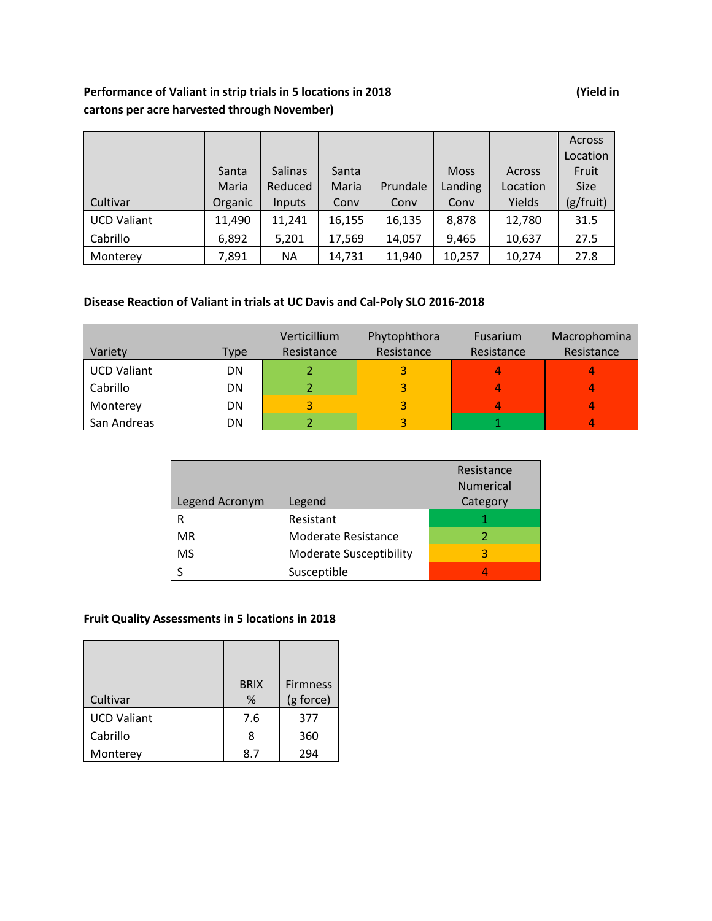**Performance of Valiant in strip trials in 5 locations in 2018 (Yield in cartons per acre harvested through November)**

| Cultivar | Santa Maria Organic | Salinas Reduced Inputs | Santa Maria Conv | Prundale Conv | Moss Landing Conv | Across Location Yields | Across Location Fruit Size (g/fruit) |
|---|---|---|---|---|---|---|---|
| UCD Valiant | 11,490 | 11,241 | 16,155 | 16,135 | 8,878 | 12,780 | 31.5 |
| Cabrillo | 6,892 | 5,201 | 17,569 | 14,057 | 9,465 | 10,637 | 27.5 |
| Monterey | 7,891 | NA | 14,731 | 11,940 | 10,257 | 10,274 | 27.8 |

**Disease Reaction of Valiant in trials at UC Davis and Cal-Poly SLO 2016-2018**

| Variety | Type | Verticillium Resistance | Phytophthora Resistance | Fusarium Resistance | Macrophomina Resistance |
|---|---|---|---|---|---|
| UCD Valiant | DN | 2 | 3 | 4 | 4 |
| Cabrillo | DN | 2 | 3 | 4 | 4 |
| Monterey | DN | 3 | 3 | 4 | 4 |
| San Andreas | DN | 2 | 3 | 1 | 4 |

| Legend Acronym | Legend | Resistance Numerical Category |
|---|---|---|
| R | Resistant | 1 |
| MR | Moderate Resistance | 2 |
| MS | Moderate Susceptibility | 3 |
| S | Susceptible | 4 |

**Fruit Quality Assessments in 5 locations in 2018**

| Cultivar | BRIX % | Firmness (g force) |
|---|---|---|
| UCD Valiant | 7.6 | 377 |
| Cabrillo | 8 | 360 |
| Monterey | 8.7 | 294 |